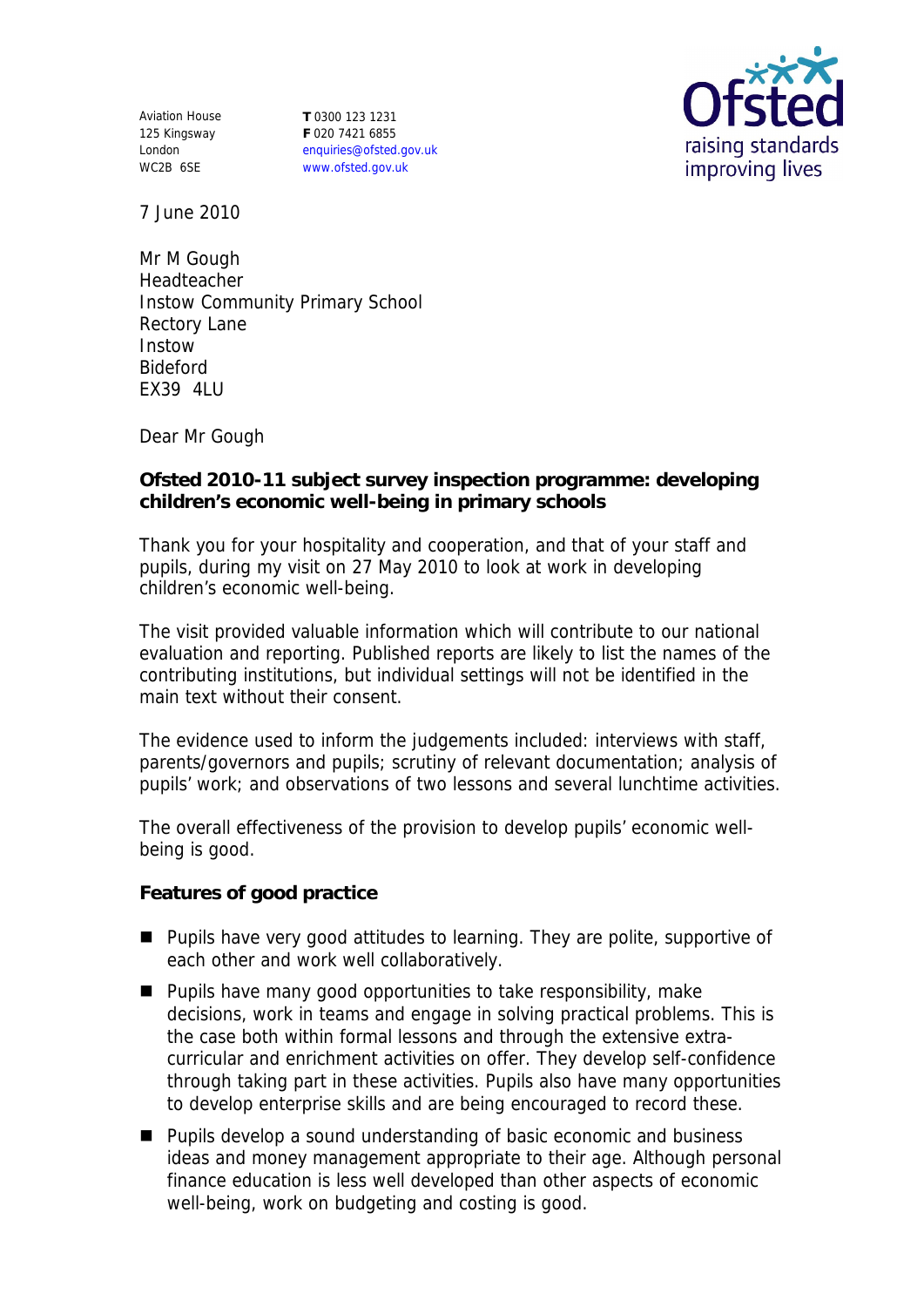Aviation House
125 Kingsway
London
WC2B 6SE

**T** 0300 123 1231
**F** 020 7421 6855
enquiries@ofsted.gov.uk
www.ofsted.gov.uk

7 June 2010

Mr M Gough
Headteacher
Instow Community Primary School
Rectory Lane
Instow
Bideford
EX39 4LU

Dear Mr Gough

**Ofsted 2010-11 subject survey inspection programme: developing children's economic well-being in primary schools**

Thank you for your hospitality and cooperation, and that of your staff and pupils, during my visit on 27 May 2010 to look at work in developing children's economic well-being.

The visit provided valuable information which will contribute to our national evaluation and reporting. Published reports are likely to list the names of the contributing institutions, but individual settings will not be identified in the main text without their consent.

The evidence used to inform the judgements included: interviews with staff, parents/governors and pupils; scrutiny of relevant documentation; analysis of pupils' work; and observations of two lessons and several lunchtime activities.

The overall effectiveness of the provision to develop pupils' economic well-being is good.

**Features of good practice**

- Pupils have very good attitudes to learning. They are polite, supportive of each other and work well collaboratively.
- Pupils have many good opportunities to take responsibility, make decisions, work in teams and engage in solving practical problems. This is the case both within formal lessons and through the extensive extra-curricular and enrichment activities on offer. They develop self-confidence through taking part in these activities. Pupils also have many opportunities to develop enterprise skills and are being encouraged to record these.
- Pupils develop a sound understanding of basic economic and business ideas and money management appropriate to their age. Although personal finance education is less well developed than other aspects of economic well-being, work on budgeting and costing is good.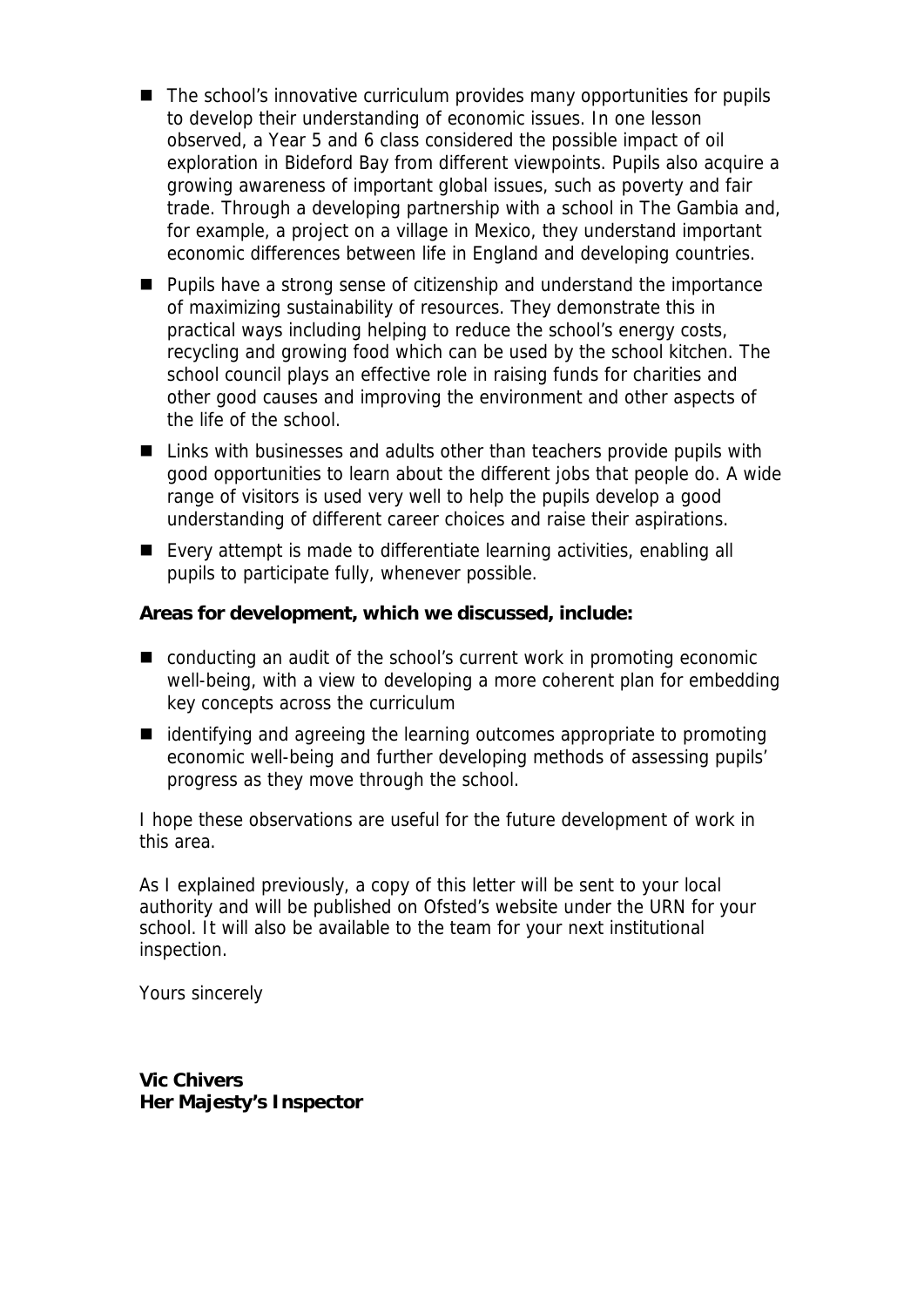- The school's innovative curriculum provides many opportunities for pupils to develop their understanding of economic issues. In one lesson observed, a Year 5 and 6 class considered the possible impact of oil exploration in Bideford Bay from different viewpoints. Pupils also acquire a growing awareness of important global issues, such as poverty and fair trade. Through a developing partnership with a school in The Gambia and, for example, a project on a village in Mexico, they understand important economic differences between life in England and developing countries.
- Pupils have a strong sense of citizenship and understand the importance of maximizing sustainability of resources. They demonstrate this in practical ways including helping to reduce the school's energy costs, recycling and growing food which can be used by the school kitchen. The school council plays an effective role in raising funds for charities and other good causes and improving the environment and other aspects of the life of the school.
- Links with businesses and adults other than teachers provide pupils with good opportunities to learn about the different jobs that people do. A wide range of visitors is used very well to help the pupils develop a good understanding of different career choices and raise their aspirations.
- Every attempt is made to differentiate learning activities, enabling all pupils to participate fully, whenever possible.

**Areas for development, which we discussed, include:**

- conducting an audit of the school's current work in promoting economic well-being, with a view to developing a more coherent plan for embedding key concepts across the curriculum
- identifying and agreeing the learning outcomes appropriate to promoting economic well-being and further developing methods of assessing pupils' progress as they move through the school.

I hope these observations are useful for the future development of work in this area.

As I explained previously, a copy of this letter will be sent to your local authority and will be published on Ofsted's website under the URN for your school. It will also be available to the team for your next institutional inspection.

Yours sincerely

**Vic Chivers**
**Her Majesty's Inspector**